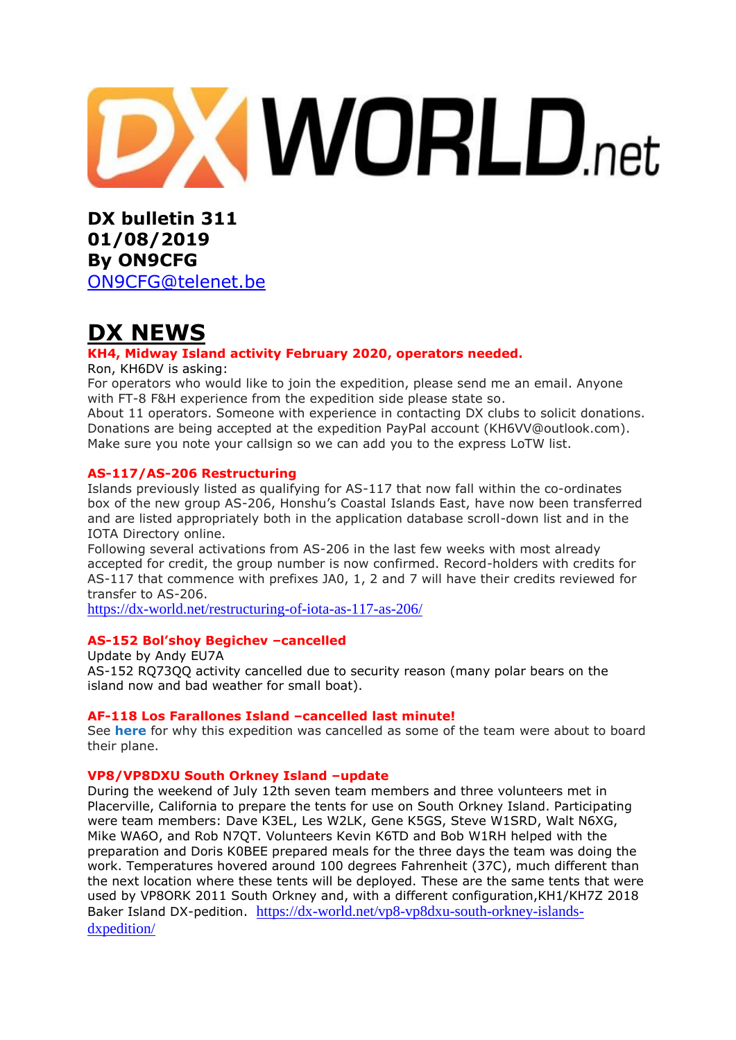**DX bulletin 311**
**01/08/2019**
**By ON9CFG**
[ON9CFG@telenet.be](mailto:ON9CFG@telenet.be)

# DX NEWS

### KH4, Midway Island activity February 2020, operators needed.

Ron, KH6DV is asking:
For operators who would like to join the expedition, please send me an email. Anyone with FT-8 F&H experience from the expedition side please state so.
About 11 operators. Someone with experience in contacting DX clubs to solicit donations. Donations are being accepted at the expedition PayPal account (KH6VV@outlook.com). Make sure you note your callsign so we can add you to the express LoTW list.

### AS-117/AS-206 Restructuring

Islands previously listed as qualifying for AS-117 that now fall within the co-ordinates box of the new group AS-206, Honshu's Coastal Islands East, have now been transferred and are listed appropriately both in the application database scroll-down list and in the IOTA Directory online.
Following several activations from AS-206 in the last few weeks with most already accepted for credit, the group number is now confirmed. Record-holders with credits for AS-117 that commence with prefixes JA0, 1, 2 and 7 will have their credits reviewed for transfer to AS-206.
https://dx-world.net/restructuring-of-iota-as-117-as-206/

### AS-152 Bol'shoy Begichev –cancelled

Update by Andy EU7A
AS-152 RQ73QQ activity cancelled due to security reason (many polar bears on the island now and bad weather for small boat).

### AF-118 Los Farallones Island –cancelled last minute!

See **here** for why this expedition was cancelled as some of the team were about to board their plane.

### VP8/VP8DXU South Orkney Island –update

During the weekend of July 12th seven team members and three volunteers met in Placerville, California to prepare the tents for use on South Orkney Island. Participating were team members: Dave K3EL, Les W2LK, Gene K5GS, Steve W1SRD, Walt N6XG, Mike WA6O, and Rob N7QT. Volunteers Kevin K6TD and Bob W1RH helped with the preparation and Doris K0BEE prepared meals for the three days the team was doing the work. Temperatures hovered around 100 degrees Fahrenheit (37C), much different than the next location where these tents will be deployed. These are the same tents that were used by VP8ORK 2011 South Orkney and, with a different configuration,KH1/KH7Z 2018 Baker Island DX-pedition. https://dx-world.net/vp8-vp8dxu-south-orkney-islands-dxpedition/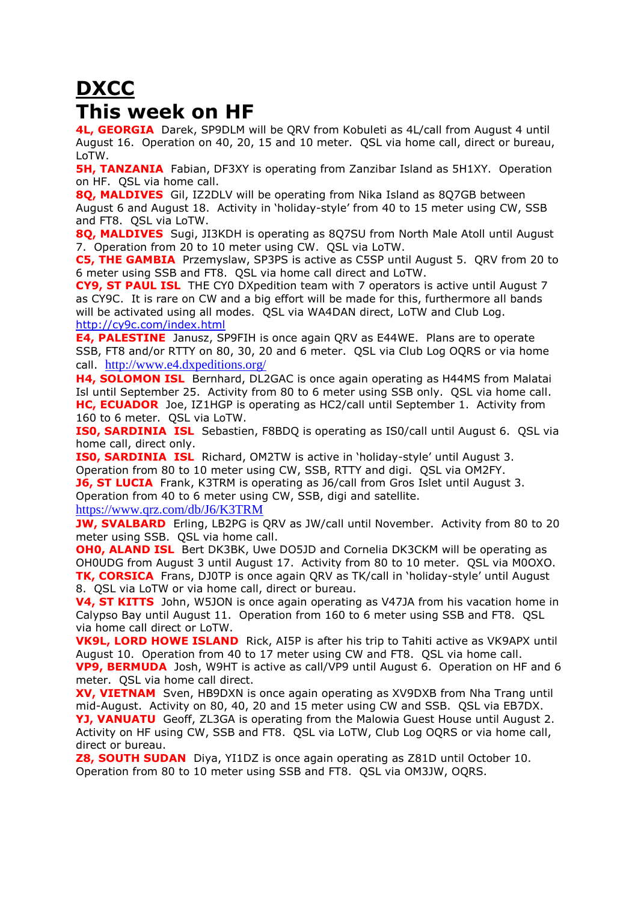# DXCC

# This week on HF

**4L, GEORGIA** Darek, SP9DLM will be QRV from Kobuleti as 4L/call from August 4 until August 16. Operation on 40, 20, 15 and 10 meter. QSL via home call, direct or bureau, LoTW.

**5H, TANZANIA** Fabian, DF3XY is operating from Zanzibar Island as 5H1XY. Operation on HF. QSL via home call.

**8Q, MALDIVES** Gil, IZ2DLV will be operating from Nika Island as 8Q7GB between August 6 and August 18. Activity in 'holiday-style' from 40 to 15 meter using CW, SSB and FT8. QSL via LoTW.

**8Q, MALDIVES** Sugi, JI3KDH is operating as 8Q7SU from North Male Atoll until August 7. Operation from 20 to 10 meter using CW. QSL via LoTW.

**C5, THE GAMBIA** Przemyslaw, SP3PS is active as C5SP until August 5. QRV from 20 to 6 meter using SSB and FT8. QSL via home call direct and LoTW.

**CY9, ST PAUL ISL** THE CY0 DXpedition team with 7 operators is active until August 7 as CY9C. It is rare on CW and a big effort will be made for this, furthermore all bands will be activated using all modes. QSL via WA4DAN direct, LoTW and Club Log. http://cy9c.com/index.html

**E4, PALESTINE** Janusz, SP9FIH is once again QRV as E44WE. Plans are to operate SSB, FT8 and/or RTTY on 80, 30, 20 and 6 meter. QSL via Club Log OQRS or via home call. http://www.e4.dxpeditions.org/

**H4, SOLOMON ISL** Bernhard, DL2GAC is once again operating as H44MS from Malatai Isl until September 25. Activity from 80 to 6 meter using SSB only. QSL via home call.

**HC, ECUADOR** Joe, IZ1HGP is operating as HC2/call until September 1. Activity from 160 to 6 meter. QSL via LoTW.

**IS0, SARDINIA ISL** Sebastien, F8BDQ is operating as IS0/call until August 6. QSL via home call, direct only.

**IS0, SARDINIA ISL** Richard, OM2TW is active in 'holiday-style' until August 3. Operation from 80 to 10 meter using CW, SSB, RTTY and digi. QSL via OM2FY.

**J6, ST LUCIA** Frank, K3TRM is operating as J6/call from Gros Islet until August 3. Operation from 40 to 6 meter using CW, SSB, digi and satellite. https://www.qrz.com/db/J6/K3TRM

**JW, SVALBARD** Erling, LB2PG is QRV as JW/call until November. Activity from 80 to 20 meter using SSB. QSL via home call.

**OH0, ALAND ISL** Bert DK3BK, Uwe DO5JD and Cornelia DK3CKM will be operating as OH0UDG from August 3 until August 17. Activity from 80 to 10 meter. QSL via M0OXO.

**TK, CORSICA** Frans, DJ0TP is once again QRV as TK/call in 'holiday-style' until August 8. QSL via LoTW or via home call, direct or bureau.

**V4, ST KITTS** John, W5JON is once again operating as V47JA from his vacation home in Calypso Bay until August 11. Operation from 160 to 6 meter using SSB and FT8. QSL via home call direct or LoTW.

**VK9L, LORD HOWE ISLAND** Rick, AI5P is after his trip to Tahiti active as VK9APX until August 10. Operation from 40 to 17 meter using CW and FT8. QSL via home call.

**VP9, BERMUDA** Josh, W9HT is active as call/VP9 until August 6. Operation on HF and 6 meter. QSL via home call direct.

**XV, VIETNAM** Sven, HB9DXN is once again operating as XV9DXB from Nha Trang until mid-August. Activity on 80, 40, 20 and 15 meter using CW and SSB. QSL via EB7DX.

**YJ, VANUATU** Geoff, ZL3GA is operating from the Malowia Guest House until August 2. Activity on HF using CW, SSB and FT8. QSL via LoTW, Club Log OQRS or via home call, direct or bureau.

**Z8, SOUTH SUDAN** Diya, YI1DZ is once again operating as Z81D until October 10. Operation from 80 to 10 meter using SSB and FT8. QSL via OM3JW, OQRS.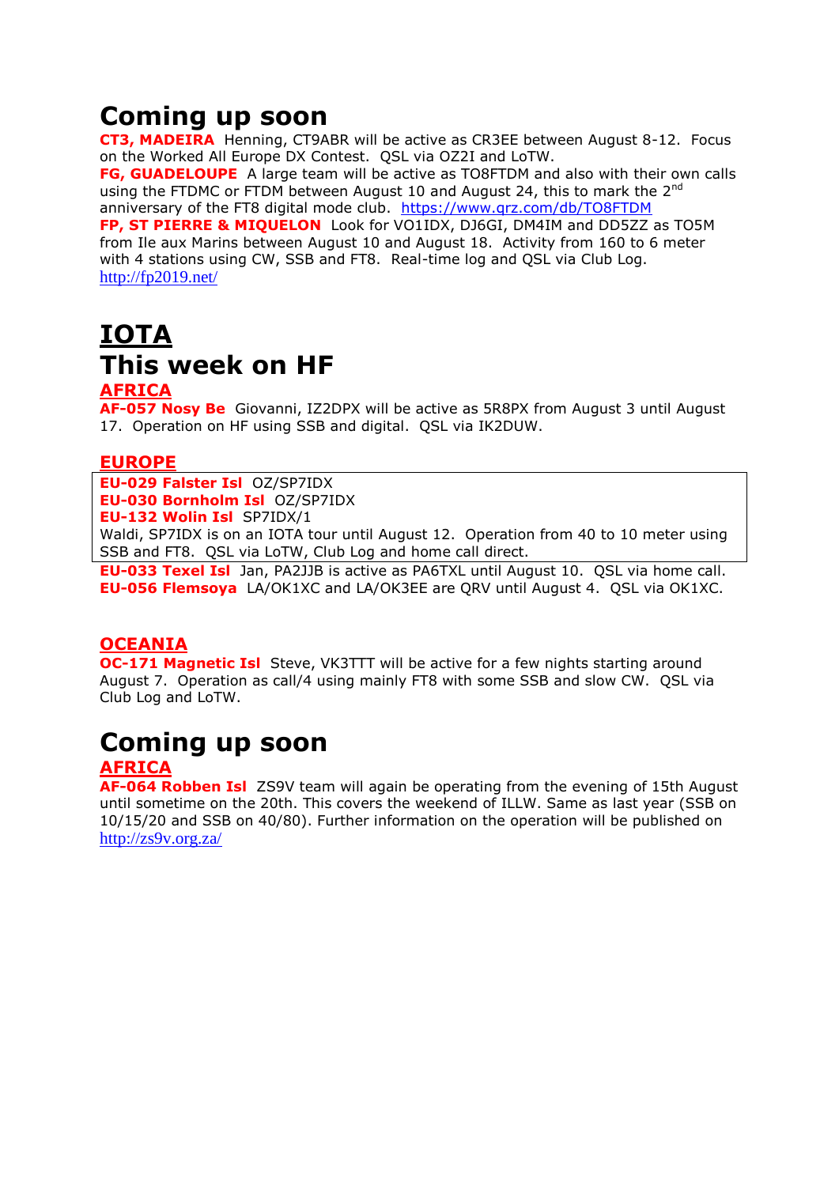# Coming up soon

**CT3, MADEIRA** Henning, CT9ABR will be active as CR3EE between August 8-12. Focus on the Worked All Europe DX Contest. QSL via OZ2I and LoTW.

**FG, GUADELOUPE** A large team will be active as TO8FTDM and also with their own calls using the FTDMC or FTDM between August 10 and August 24, this to mark the 2nd anniversary of the FT8 digital mode club. https://www.qrz.com/db/TO8FTDM

**FP, ST PIERRE & MIQUELON** Look for VO1IDX, DJ6GI, DM4IM and DD5ZZ as TO5M from Ile aux Marins between August 10 and August 18. Activity from 160 to 6 meter with 4 stations using CW, SSB and FT8. Real-time log and QSL via Club Log. http://fp2019.net/

# IOTA

# This week on HF

## AFRICA

**AF-057 Nosy Be** Giovanni, IZ2DPX will be active as 5R8PX from August 3 until August 17. Operation on HF using SSB and digital. QSL via IK2DUW.

## EUROPE

**EU-029 Falster Isl** OZ/SP7IDX
**EU-030 Bornholm Isl** OZ/SP7IDX
**EU-132 Wolin Isl** SP7IDX/1
Waldi, SP7IDX is on an IOTA tour until August 12. Operation from 40 to 10 meter using SSB and FT8. QSL via LoTW, Club Log and home call direct.

**EU-033 Texel Isl** Jan, PA2JJB is active as PA6TXL until August 10. QSL via home call.
**EU-056 Flemsoya** LA/OK1XC and LA/OK3EE are QRV until August 4. QSL via OK1XC.

## OCEANIA

**OC-171 Magnetic Isl** Steve, VK3TTT will be active for a few nights starting around August 7. Operation as call/4 using mainly FT8 with some SSB and slow CW. QSL via Club Log and LoTW.

# Coming up soon

## AFRICA

**AF-064 Robben Isl** ZS9V team will again be operating from the evening of 15th August until sometime on the 20th. This covers the weekend of ILLW. Same as last year (SSB on 10/15/20 and SSB on 40/80). Further information on the operation will be published on http://zs9v.org.za/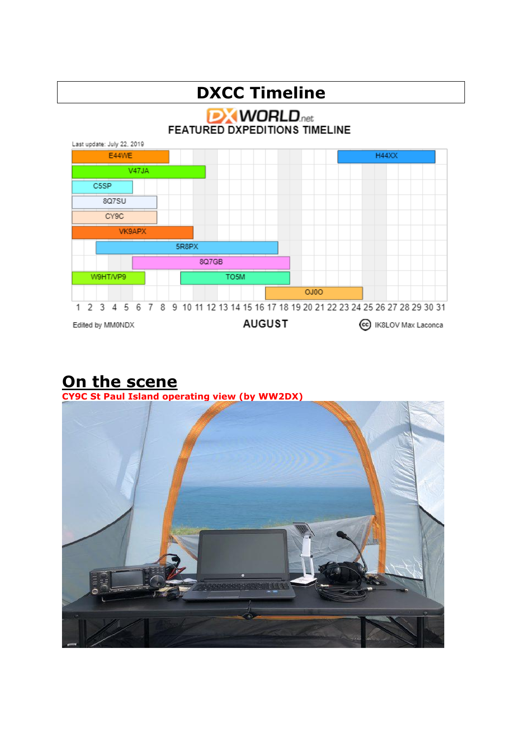# DXCC Timeline

## On the scene

**CY9C St Paul Island operating view (by WW2DX)**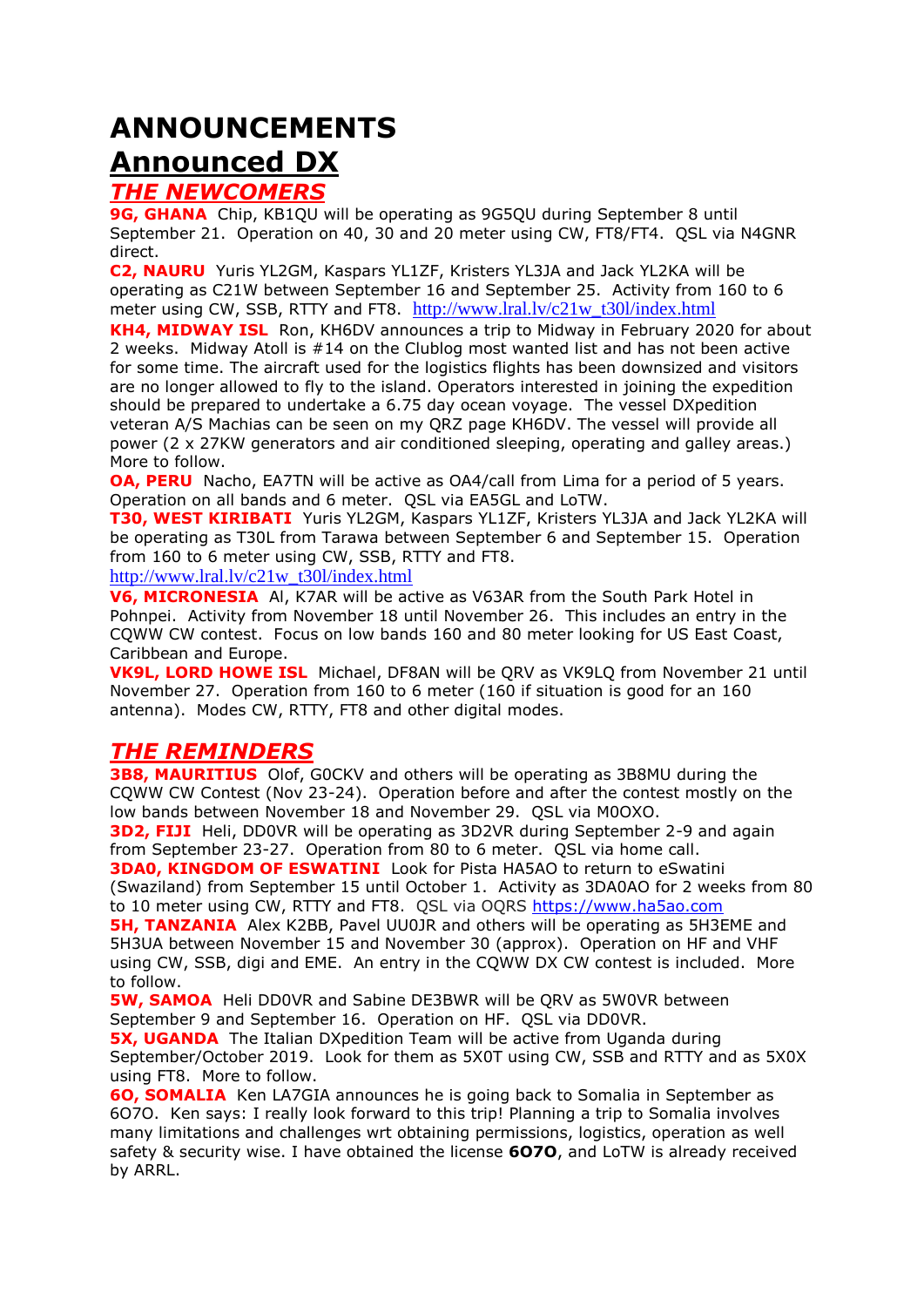# ANNOUNCEMENTS

## Announced DX

### *THE NEWCOMERS*

**9G, GHANA** Chip, KB1QU will be operating as 9G5QU during September 8 until September 21. Operation on 40, 30 and 20 meter using CW, FT8/FT4. QSL via N4GNR direct.

**C2, NAURU** Yuris YL2GM, Kaspars YL1ZF, Kristers YL3JA and Jack YL2KA will be operating as C21W between September 16 and September 25. Activity from 160 to 6 meter using CW, SSB, RTTY and FT8. http://www.lral.lv/c21w_t30l/index.html

**KH4, MIDWAY ISL** Ron, KH6DV announces a trip to Midway in February 2020 for about 2 weeks. Midway Atoll is #14 on the Clublog most wanted list and has not been active for some time. The aircraft used for the logistics flights has been downsized and visitors are no longer allowed to fly to the island. Operators interested in joining the expedition should be prepared to undertake a 6.75 day ocean voyage. The vessel DXpedition veteran A/S Machias can be seen on my QRZ page KH6DV. The vessel will provide all power (2 x 27KW generators and air conditioned sleeping, operating and galley areas.) More to follow.

**OA, PERU** Nacho, EA7TN will be active as OA4/call from Lima for a period of 5 years. Operation on all bands and 6 meter. QSL via EA5GL and LoTW.

**T30, WEST KIRIBATI** Yuris YL2GM, Kaspars YL1ZF, Kristers YL3JA and Jack YL2KA will be operating as T30L from Tarawa between September 6 and September 15. Operation from 160 to 6 meter using CW, SSB, RTTY and FT8.
http://www.lral.lv/c21w_t30l/index.html

**V6, MICRONESIA** Al, K7AR will be active as V63AR from the South Park Hotel in Pohnpei. Activity from November 18 until November 26. This includes an entry in the CQWW CW contest. Focus on low bands 160 and 80 meter looking for US East Coast, Caribbean and Europe.

**VK9L, LORD HOWE ISL** Michael, DF8AN will be QRV as VK9LQ from November 21 until November 27. Operation from 160 to 6 meter (160 if situation is good for an 160 antenna). Modes CW, RTTY, FT8 and other digital modes.

### *THE REMINDERS*

**3B8, MAURITIUS** Olof, G0CKV and others will be operating as 3B8MU during the CQWW CW Contest (Nov 23-24). Operation before and after the contest mostly on the low bands between November 18 and November 29. QSL via M0OXO.

**3D2, FIJI** Heli, DD0VR will be operating as 3D2VR during September 2-9 and again from September 23-27. Operation from 80 to 6 meter. QSL via home call.

**3DA0, KINGDOM OF ESWATINI** Look for Pista HA5AO to return to eSwatini (Swaziland) from September 15 until October 1. Activity as 3DA0AO for 2 weeks from 80 to 10 meter using CW, RTTY and FT8. QSL via OQRS https://www.ha5ao.com

**5H, TANZANIA** Alex K2BB, Pavel UU0JR and others will be operating as 5H3EME and 5H3UA between November 15 and November 30 (approx). Operation on HF and VHF using CW, SSB, digi and EME. An entry in the CQWW DX CW contest is included. More to follow.

**5W, SAMOA** Heli DD0VR and Sabine DE3BWR will be QRV as 5W0VR between September 9 and September 16. Operation on HF. QSL via DD0VR.

**5X, UGANDA** The Italian DXpedition Team will be active from Uganda during September/October 2019. Look for them as 5X0T using CW, SSB and RTTY and as 5X0X using FT8. More to follow.

**6O, SOMALIA** Ken LA7GIA announces he is going back to Somalia in September as 6O7O. Ken says: I really look forward to this trip! Planning a trip to Somalia involves many limitations and challenges wrt obtaining permissions, logistics, operation as well safety & security wise. I have obtained the license **6O7O**, and LoTW is already received by ARRL.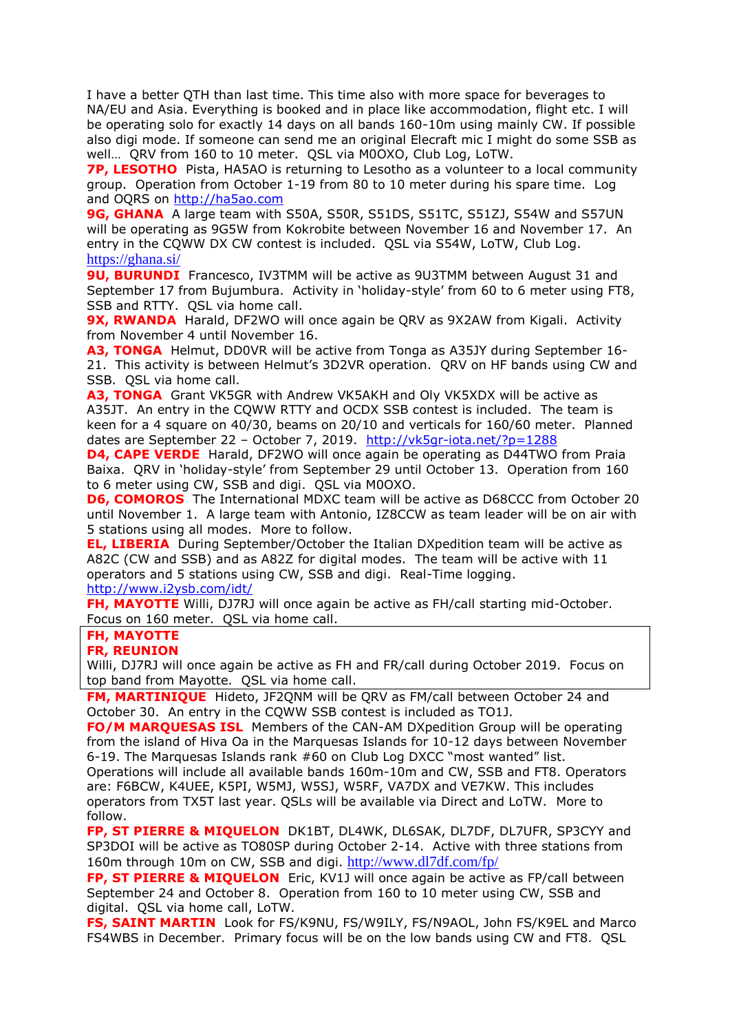I have a better QTH than last time. This time also with more space for beverages to NA/EU and Asia. Everything is booked and in place like accommodation, flight etc. I will be operating solo for exactly 14 days on all bands 160-10m using mainly CW. If possible also digi mode. If someone can send me an original Elecraft mic I might do some SSB as well… QRV from 160 to 10 meter. QSL via M0OXO, Club Log, LoTW.

**7P, LESOTHO** Pista, HA5AO is returning to Lesotho as a volunteer to a local community group. Operation from October 1-19 from 80 to 10 meter during his spare time. Log and OQRS on http://ha5ao.com

**9G, GHANA** A large team with S50A, S50R, S51DS, S51TC, S51ZJ, S54W and S57UN will be operating as 9G5W from Kokrobite between November 16 and November 17. An entry in the CQWW DX CW contest is included. QSL via S54W, LoTW, Club Log. https://ghana.si/

**9U, BURUNDI** Francesco, IV3TMM will be active as 9U3TMM between August 31 and September 17 from Bujumbura. Activity in 'holiday-style' from 60 to 6 meter using FT8, SSB and RTTY. QSL via home call.

**9X, RWANDA** Harald, DF2WO will once again be QRV as 9X2AW from Kigali. Activity from November 4 until November 16.

**A3, TONGA** Helmut, DD0VR will be active from Tonga as A35JY during September 16-21. This activity is between Helmut's 3D2VR operation. QRV on HF bands using CW and SSB. QSL via home call.

**A3, TONGA** Grant VK5GR with Andrew VK5AKH and Oly VK5XDX will be active as A35JT. An entry in the CQWW RTTY and OCDX SSB contest is included. The team is keen for a 4 square on 40/30, beams on 20/10 and verticals for 160/60 meter. Planned dates are September 22 – October 7, 2019. http://vk5gr-iota.net/?p=1288

**D4, CAPE VERDE** Harald, DF2WO will once again be operating as D44TWO from Praia Baixa. QRV in 'holiday-style' from September 29 until October 13. Operation from 160 to 6 meter using CW, SSB and digi. QSL via M0OXO.

**D6, COMOROS** The International MDXC team will be active as D68CCC from October 20 until November 1. A large team with Antonio, IZ8CCW as team leader will be on air with 5 stations using all modes. More to follow.

**EL, LIBERIA** During September/October the Italian DXpedition team will be active as A82C (CW and SSB) and as A82Z for digital modes. The team will be active with 11 operators and 5 stations using CW, SSB and digi. Real-Time logging. http://www.i2ysb.com/idt/

**FH, MAYOTTE** Willi, DJ7RJ will once again be active as FH/call starting mid-October. Focus on 160 meter. QSL via home call.

**FH, MAYOTTE**
**FR, REUNION**
Willi, DJ7RJ will once again be active as FH and FR/call during October 2019. Focus on top band from Mayotte. QSL via home call.

**FM, MARTINIQUE** Hideto, JF2QNM will be QRV as FM/call between October 24 and October 30. An entry in the CQWW SSB contest is included as TO1J.

**FO/M MARQUESAS ISL** Members of the CAN-AM DXpedition Group will be operating from the island of Hiva Oa in the Marquesas Islands for 10-12 days between November 6-19. The Marquesas Islands rank #60 on Club Log DXCC "most wanted" list. Operations will include all available bands 160m-10m and CW, SSB and FT8. Operators are: F6BCW, K4UEE, K5PI, W5MJ, W5SJ, W5RF, VA7DX and VE7KW. This includes operators from TX5T last year. QSLs will be available via Direct and LoTW. More to follow.

**FP, ST PIERRE & MIQUELON** DK1BT, DL4WK, DL6SAK, DL7DF, DL7UFR, SP3CYY and SP3DOI will be active as TO80SP during October 2-14. Active with three stations from 160m through 10m on CW, SSB and digi. http://www.dl7df.com/fp/

**FP, ST PIERRE & MIQUELON** Eric, KV1J will once again be active as FP/call between September 24 and October 8. Operation from 160 to 10 meter using CW, SSB and digital. QSL via home call, LoTW.

**FS, SAINT MARTIN** Look for FS/K9NU, FS/W9ILY, FS/N9AOL, John FS/K9EL and Marco FS4WBS in December. Primary focus will be on the low bands using CW and FT8. QSL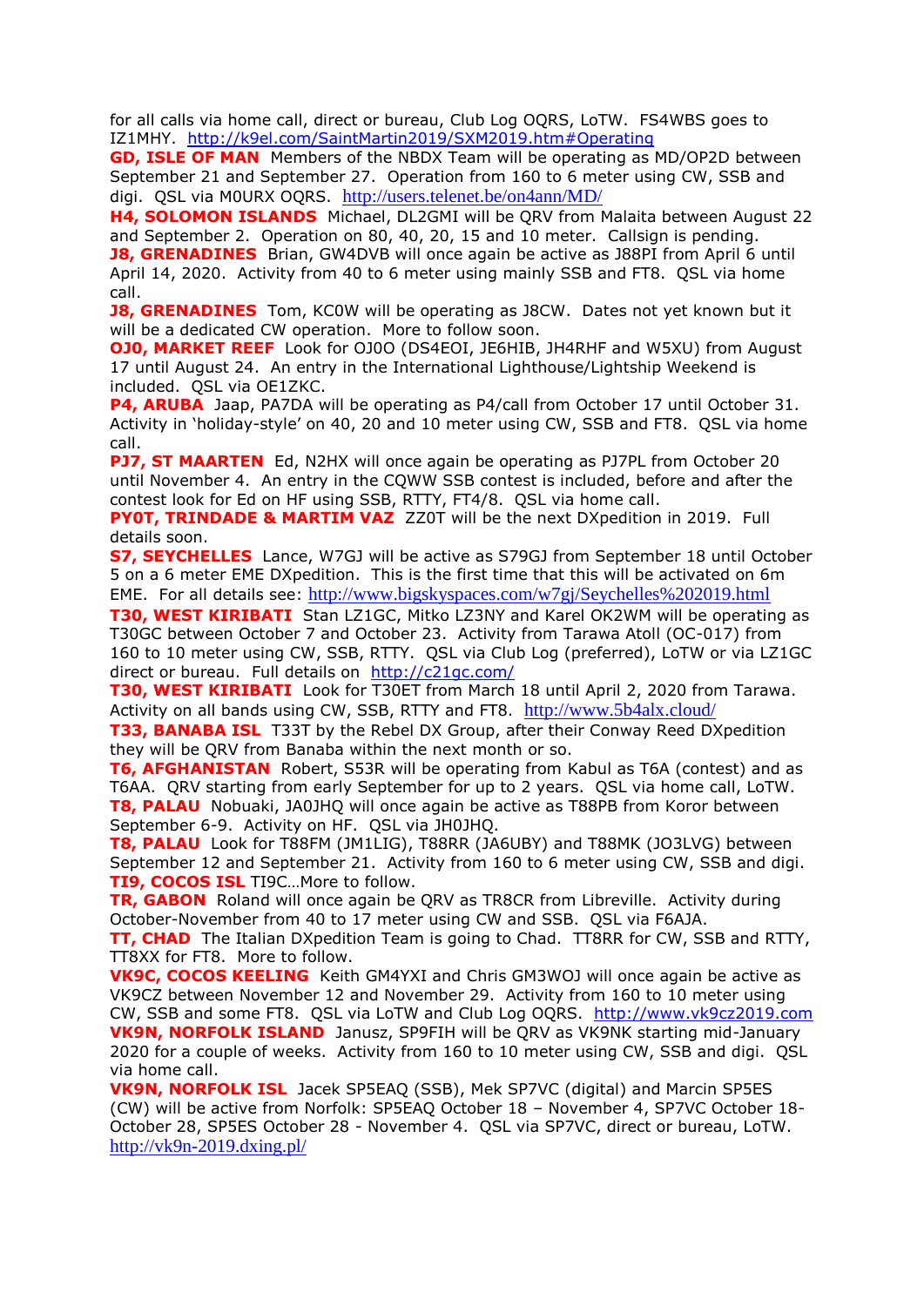for all calls via home call, direct or bureau, Club Log OQRS, LoTW. FS4WBS goes to IZ1MHY. http://k9el.com/SaintMartin2019/SXM2019.htm#Operating

**GD, ISLE OF MAN** Members of the NBDX Team will be operating as MD/OP2D between September 21 and September 27. Operation from 160 to 6 meter using CW, SSB and digi. QSL via M0URX OQRS. http://users.telenet.be/on4ann/MD/

**H4, SOLOMON ISLANDS** Michael, DL2GMI will be QRV from Malaita between August 22 and September 2. Operation on 80, 40, 20, 15 and 10 meter. Callsign is pending.

**J8, GRENADINES** Brian, GW4DVB will once again be active as J88PI from April 6 until April 14, 2020. Activity from 40 to 6 meter using mainly SSB and FT8. QSL via home call.

**J8, GRENADINES** Tom, KC0W will be operating as J8CW. Dates not yet known but it will be a dedicated CW operation. More to follow soon.

**OJ0, MARKET REEF** Look for OJ0O (DS4EOI, JE6HIB, JH4RHF and W5XU) from August 17 until August 24. An entry in the International Lighthouse/Lightship Weekend is included. QSL via OE1ZKC.

**P4, ARUBA** Jaap, PA7DA will be operating as P4/call from October 17 until October 31. Activity in 'holiday-style' on 40, 20 and 10 meter using CW, SSB and FT8. QSL via home call.

**PJ7, ST MAARTEN** Ed, N2HX will once again be operating as PJ7PL from October 20 until November 4. An entry in the CQWW SSB contest is included, before and after the contest look for Ed on HF using SSB, RTTY, FT4/8. QSL via home call.

**PY0T, TRINDADE & MARTIM VAZ** ZZ0T will be the next DXpedition in 2019. Full details soon.

**S7, SEYCHELLES** Lance, W7GJ will be active as S79GJ from September 18 until October 5 on a 6 meter EME DXpedition. This is the first time that this will be activated on 6m EME. For all details see: http://www.bigskyspaces.com/w7gj/Seychelles%202019.html

**T30, WEST KIRIBATI** Stan LZ1GC, Mitko LZ3NY and Karel OK2WM will be operating as T30GC between October 7 and October 23. Activity from Tarawa Atoll (OC-017) from 160 to 10 meter using CW, SSB, RTTY. QSL via Club Log (preferred), LoTW or via LZ1GC direct or bureau. Full details on http://c21gc.com/

**T30, WEST KIRIBATI** Look for T30ET from March 18 until April 2, 2020 from Tarawa. Activity on all bands using CW, SSB, RTTY and FT8. http://www.5b4alx.cloud/

**T33, BANABA ISL** T33T by the Rebel DX Group, after their Conway Reed DXpedition they will be QRV from Banaba within the next month or so.

**T6, AFGHANISTAN** Robert, S53R will be operating from Kabul as T6A (contest) and as T6AA. QRV starting from early September for up to 2 years. QSL via home call, LoTW.

**T8, PALAU** Nobuaki, JA0JHQ will once again be active as T88PB from Koror between September 6-9. Activity on HF. QSL via JH0JHQ.

**T8, PALAU** Look for T88FM (JM1LIG), T88RR (JA6UBY) and T88MK (JO3LVG) between September 12 and September 21. Activity from 160 to 6 meter using CW, SSB and digi.

**TI9, COCOS ISL** TI9C…More to follow.

**TR, GABON** Roland will once again be QRV as TR8CR from Libreville. Activity during October-November from 40 to 17 meter using CW and SSB. QSL via F6AJA.

**TT, CHAD** The Italian DXpedition Team is going to Chad. TT8RR for CW, SSB and RTTY, TT8XX for FT8. More to follow.

**VK9C, COCOS KEELING** Keith GM4YXI and Chris GM3WOJ will once again be active as VK9CZ between November 12 and November 29. Activity from 160 to 10 meter using CW, SSB and some FT8. QSL via LoTW and Club Log OQRS. http://www.vk9cz2019.com

**VK9N, NORFOLK ISLAND** Janusz, SP9FIH will be QRV as VK9NK starting mid-January 2020 for a couple of weeks. Activity from 160 to 10 meter using CW, SSB and digi. QSL via home call.

**VK9N, NORFOLK ISL** Jacek SP5EAQ (SSB), Mek SP7VC (digital) and Marcin SP5ES (CW) will be active from Norfolk: SP5EAQ October 18 – November 4, SP7VC October 18-October 28, SP5ES October 28 - November 4. QSL via SP7VC, direct or bureau, LoTW. http://vk9n-2019.dxing.pl/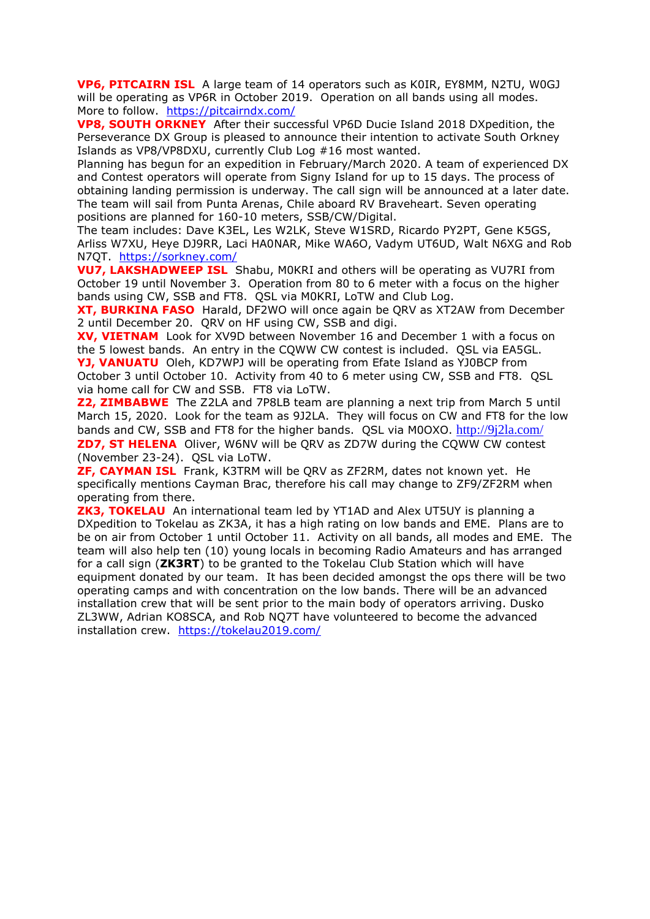**VP6, PITCAIRN ISL** A large team of 14 operators such as K0IR, EY8MM, N2TU, W0GJ will be operating as VP6R in October 2019. Operation on all bands using all modes. More to follow. https://pitcairndx.com/

**VP8, SOUTH ORKNEY** After their successful VP6D Ducie Island 2018 DXpedition, the Perseverance DX Group is pleased to announce their intention to activate South Orkney Islands as VP8/VP8DXU, currently Club Log #16 most wanted.

Planning has begun for an expedition in February/March 2020. A team of experienced DX and Contest operators will operate from Signy Island for up to 15 days. The process of obtaining landing permission is underway. The call sign will be announced at a later date. The team will sail from Punta Arenas, Chile aboard RV Braveheart. Seven operating positions are planned for 160-10 meters, SSB/CW/Digital.

The team includes: Dave K3EL, Les W2LK, Steve W1SRD, Ricardo PY2PT, Gene K5GS, Arliss W7XU, Heye DJ9RR, Laci HA0NAR, Mike WA6O, Vadym UT6UD, Walt N6XG and Rob N7QT. https://sorkney.com/

**VU7, LAKSHADWEEP ISL** Shabu, M0KRI and others will be operating as VU7RI from October 19 until November 3. Operation from 80 to 6 meter with a focus on the higher bands using CW, SSB and FT8. QSL via M0KRI, LoTW and Club Log.

**XT, BURKINA FASO** Harald, DF2WO will once again be QRV as XT2AW from December 2 until December 20. QRV on HF using CW, SSB and digi.

**XV, VIETNAM** Look for XV9D between November 16 and December 1 with a focus on the 5 lowest bands. An entry in the CQWW CW contest is included. QSL via EA5GL.

**YJ, VANUATU** Oleh, KD7WPJ will be operating from Efate Island as YJ0BCP from October 3 until October 10. Activity from 40 to 6 meter using CW, SSB and FT8. QSL via home call for CW and SSB. FT8 via LoTW.

**Z2, ZIMBABWE** The Z2LA and 7P8LB team are planning a next trip from March 5 until March 15, 2020. Look for the team as 9J2LA. They will focus on CW and FT8 for the low bands and CW, SSB and FT8 for the higher bands. QSL via M0OXO. http://9j2la.com/

**ZD7, ST HELENA** Oliver, W6NV will be QRV as ZD7W during the CQWW CW contest (November 23-24). QSL via LoTW.

**ZF, CAYMAN ISL** Frank, K3TRM will be QRV as ZF2RM, dates not known yet. He specifically mentions Cayman Brac, therefore his call may change to ZF9/ZF2RM when operating from there.

**ZK3, TOKELAU** An international team led by YT1AD and Alex UT5UY is planning a DXpedition to Tokelau as ZK3A, it has a high rating on low bands and EME. Plans are to be on air from October 1 until October 11. Activity on all bands, all modes and EME. The team will also help ten (10) young locals in becoming Radio Amateurs and has arranged for a call sign (**ZK3RT**) to be granted to the Tokelau Club Station which will have equipment donated by our team. It has been decided amongst the ops there will be two operating camps and with concentration on the low bands. There will be an advanced installation crew that will be sent prior to the main body of operators arriving. Dusko ZL3WW, Adrian KO8SCA, and Rob NQ7T have volunteered to become the advanced installation crew. https://tokelau2019.com/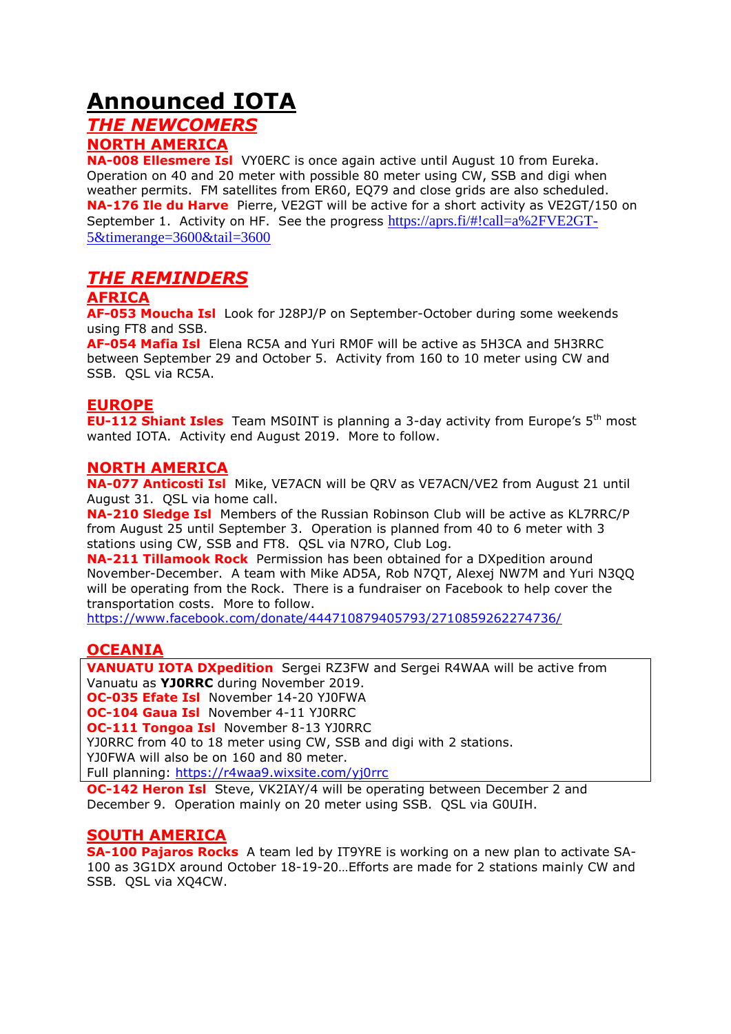# Announced IOTA

## *THE NEWCOMERS*

### NORTH AMERICA

**NA-008 Ellesmere Isl** VY0ERC is once again active until August 10 from Eureka. Operation on 40 and 20 meter with possible 80 meter using CW, SSB and digi when weather permits. FM satellites from ER60, EQ79 and close grids are also scheduled.

**NA-176 Ile du Harve** Pierre, VE2GT will be active for a short activity as VE2GT/150 on September 1. Activity on HF. See the progress https://aprs.fi/#!call=a%2FVE2GT-5&timerange=3600&tail=3600

## *THE REMINDERS*

### AFRICA

**AF-053 Moucha Isl** Look for J28PJ/P on September-October during some weekends using FT8 and SSB.

**AF-054 Mafia Isl** Elena RC5A and Yuri RM0F will be active as 5H3CA and 5H3RRC between September 29 and October 5. Activity from 160 to 10 meter using CW and SSB. QSL via RC5A.

### EUROPE

**EU-112 Shiant Isles** Team MS0INT is planning a 3-day activity from Europe's 5th most wanted IOTA. Activity end August 2019. More to follow.

### NORTH AMERICA

**NA-077 Anticosti Isl** Mike, VE7ACN will be QRV as VE7ACN/VE2 from August 21 until August 31. QSL via home call.

**NA-210 Sledge Isl** Members of the Russian Robinson Club will be active as KL7RRC/P from August 25 until September 3. Operation is planned from 40 to 6 meter with 3 stations using CW, SSB and FT8. QSL via N7RO, Club Log.

**NA-211 Tillamook Rock** Permission has been obtained for a DXpedition around November-December. A team with Mike AD5A, Rob N7QT, Alexej NW7M and Yuri N3QQ will be operating from the Rock. There is a fundraiser on Facebook to help cover the transportation costs. More to follow.
https://www.facebook.com/donate/444710879405793/2710859262274736/

### OCEANIA

**VANUATU IOTA DXpedition** Sergei RZ3FW and Sergei R4WAA will be active from Vanuatu as **YJ0RRC** during November 2019.
**OC-035 Efate Isl** November 14-20 YJ0FWA
**OC-104 Gaua Isl** November 4-11 YJ0RRC
**OC-111 Tongoa Isl** November 8-13 YJ0RRC
YJ0RRC from 40 to 18 meter using CW, SSB and digi with 2 stations.
YJ0FWA will also be on 160 and 80 meter.
Full planning: https://r4waa9.wixsite.com/yj0rrc

**OC-142 Heron Isl** Steve, VK2IAY/4 will be operating between December 2 and December 9. Operation mainly on 20 meter using SSB. QSL via G0UIH.

### SOUTH AMERICA

**SA-100 Pajaros Rocks** A team led by IT9YRE is working on a new plan to activate SA-100 as 3G1DX around October 18-19-20…Efforts are made for 2 stations mainly CW and SSB. QSL via XQ4CW.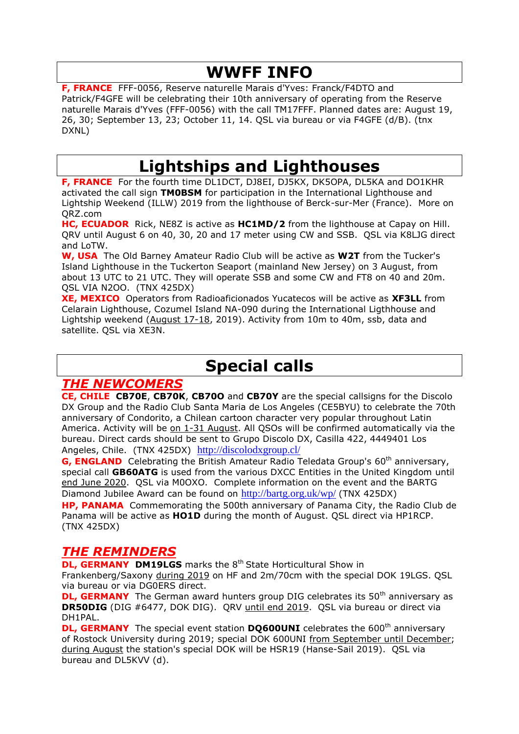# WWFF INFO

**F, FRANCE** FFF-0056, Reserve naturelle Marais d'Yves: Franck/F4DTO and Patrick/F4GFE will be celebrating their 10th anniversary of operating from the Reserve naturelle Marais d'Yves (FFF-0056) with the call TM17FFF. Planned dates are: August 19, 26, 30; September 13, 23; October 11, 14. QSL via bureau or via F4GFE (d/B). (tnx DXNL)

# Lightships and Lighthouses

**F, FRANCE** For the fourth time DL1DCT, DJ8EI, DJ5KX, DK5OPA, DL5KA and DO1KHR activated the call sign **TM0BSM** for participation in the International Lighthouse and Lightship Weekend (ILLW) 2019 from the lighthouse of Berck-sur-Mer (France). More on QRZ.com

**HC, ECUADOR** Rick, NE8Z is active as **HC1MD/2** from the lighthouse at Capay on Hill. QRV until August 6 on 40, 30, 20 and 17 meter using CW and SSB. QSL via K8LJG direct and LoTW.

**W, USA** The Old Barney Amateur Radio Club will be active as **W2T** from the Tucker's Island Lighthouse in the Tuckerton Seaport (mainland New Jersey) on 3 August, from about 13 UTC to 21 UTC. They will operate SSB and some CW and FT8 on 40 and 20m. QSL VIA N2OO. (TNX 425DX)

**XE, MEXICO** Operators from Radioaficionados Yucatecos will be active as **XF3LL** from Celarain Lighthouse, Cozumel Island NA-090 during the International Ligthhouse and Lightship weekend (August 17-18, 2019). Activity from 10m to 40m, ssb, data and satellite. QSL via XE3N.

# Special calls

## *THE NEWCOMERS*

**CE, CHILE** **CB70E**, **CB70K**, **CB70O** and **CB70Y** are the special callsigns for the Discolo DX Group and the Radio Club Santa Maria de Los Angeles (CE5BYU) to celebrate the 70th anniversary of Condorito, a Chilean cartoon character very popular throughout Latin America. Activity will be on 1-31 August. All QSOs will be confirmed automatically via the bureau. Direct cards should be sent to Grupo Discolo DX, Casilla 422, 4449401 Los Angeles, Chile. (TNX 425DX) http://discolodxgroup.cl/

**G, ENGLAND** Celebrating the British Amateur Radio Teledata Group's 60th anniversary, special call **GB60ATG** is used from the various DXCC Entities in the United Kingdom until end June 2020. QSL via M0OXO. Complete information on the event and the BARTG Diamond Jubilee Award can be found on http://bartg.org.uk/wp/ (TNX 425DX)

**HP, PANAMA** Commemorating the 500th anniversary of Panama City, the Radio Club de Panama will be active as **HO1D** during the month of August. QSL direct via HP1RCP. (TNX 425DX)

## *THE REMINDERS*

**DL, GERMANY** **DM19LGS** marks the 8th State Horticultural Show in Frankenberg/Saxony during 2019 on HF and 2m/70cm with the special DOK 19LGS. QSL via bureau or via DG0ERS direct.

**DL, GERMANY** The German award hunters group DIG celebrates its 50th anniversary as **DR50DIG** (DIG #6477, DOK DIG). QRV until end 2019. QSL via bureau or direct via DH1PAL.

**DL, GERMANY** The special event station **DQ600UNI** celebrates the 600th anniversary of Rostock University during 2019; special DOK 600UNI from September until December; during August the station's special DOK will be HSR19 (Hanse-Sail 2019). QSL via bureau and DL5KVV (d).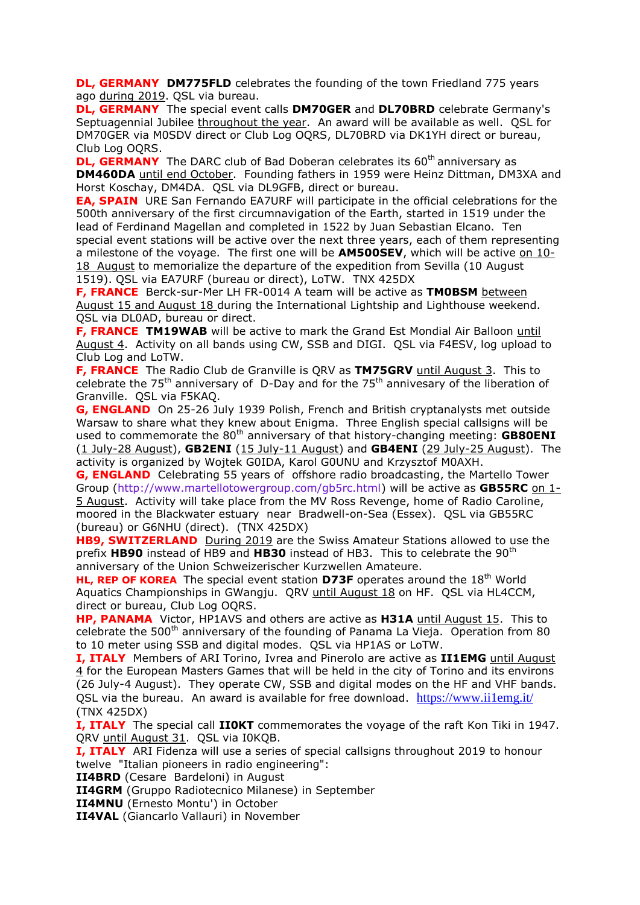**DL, GERMANY** **DM775FLD** celebrates the founding of the town Friedland 775 years ago during 2019. QSL via bureau.

**DL, GERMANY** The special event calls **DM70GER** and **DL70BRD** celebrate Germany's Septuagennial Jubilee throughout the year. An award will be available as well. QSL for DM70GER via M0SDV direct or Club Log OQRS, DL70BRD via DK1YH direct or bureau, Club Log OQRS.

**DL, GERMANY** The DARC club of Bad Doberan celebrates its 60th anniversary as **DM460DA** until end October. Founding fathers in 1959 were Heinz Dittman, DM3XA and Horst Koschay, DM4DA. QSL via DL9GFB, direct or bureau.

**EA, SPAIN** URE San Fernando EA7URF will participate in the official celebrations for the 500th anniversary of the first circumnavigation of the Earth, started in 1519 under the lead of Ferdinand Magellan and completed in 1522 by Juan Sebastian Elcano. Ten special event stations will be active over the next three years, each of them representing a milestone of the voyage. The first one will be **AM500SEV**, which will be active on 10-18 August to memorialize the departure of the expedition from Sevilla (10 August 1519). QSL via EA7URF (bureau or direct), LoTW. TNX 425DX

**F, FRANCE** Berck-sur-Mer LH FR-0014 A team will be active as **TM0BSM** between August 15 and August 18 during the International Lightship and Lighthouse weekend. QSL via DL0AD, bureau or direct.

**F, FRANCE** **TM19WAB** will be active to mark the Grand Est Mondial Air Balloon until August 4. Activity on all bands using CW, SSB and DIGI. QSL via F4ESV, log upload to Club Log and LoTW.

**F, FRANCE** The Radio Club de Granville is QRV as **TM75GRV** until August 3. This to celebrate the 75th anniversary of D-Day and for the 75th annivesary of the liberation of Granville. QSL via F5KAQ.

**G, ENGLAND** On 25-26 July 1939 Polish, French and British cryptanalysts met outside Warsaw to share what they knew about Enigma. Three English special callsigns will be used to commemorate the 80th anniversary of that history-changing meeting: **GB80ENI** (1 July-28 August), **GB2ENI** (15 July-11 August) and **GB4ENI** (29 July-25 August). The activity is organized by Wojtek G0IDA, Karol G0UNU and Krzysztof M0AXH.

**G, ENGLAND** Celebrating 55 years of offshore radio broadcasting, the Martello Tower Group (http://www.martellotowergroup.com/gb5rc.html) will be active as **GB55RC** on 1-5 August. Activity will take place from the MV Ross Revenge, home of Radio Caroline, moored in the Blackwater estuary near Bradwell-on-Sea (Essex). QSL via GB55RC (bureau) or G6NHU (direct). (TNX 425DX)

**HB9, SWITZERLAND** During 2019 are the Swiss Amateur Stations allowed to use the prefix **HB90** instead of HB9 and **HB30** instead of HB3. This to celebrate the 90th anniversary of the Union Schweizerischer Kurzwellen Amateure.

**HL, REP OF KOREA** The special event station **D73F** operates around the 18th World Aquatics Championships in GWangju. QRV until August 18 on HF. QSL via HL4CCM, direct or bureau, Club Log OQRS.

**HP, PANAMA** Victor, HP1AVS and others are active as **H31A** until August 15. This to celebrate the 500th anniversary of the founding of Panama La Vieja. Operation from 80 to 10 meter using SSB and digital modes. QSL via HP1AS or LoTW.

**I, ITALY** Members of ARI Torino, Ivrea and Pinerolo are active as **II1EMG** until August 4 for the European Masters Games that will be held in the city of Torino and its environs (26 July-4 August). They operate CW, SSB and digital modes on the HF and VHF bands. QSL via the bureau. An award is available for free download. https://www.ii1emg.it/ (TNX 425DX)

**I, ITALY** The special call **II0KT** commemorates the voyage of the raft Kon Tiki in 1947. QRV until August 31. QSL via I0KQB.

**I, ITALY** ARI Fidenza will use a series of special callsigns throughout 2019 to honour twelve "Italian pioneers in radio engineering":

**II4BRD** (Cesare Bardeloni) in August
**II4GRM** (Gruppo Radiotecnico Milanese) in September
**II4MNU** (Ernesto Montu') in October
**II4VAL** (Giancarlo Vallauri) in November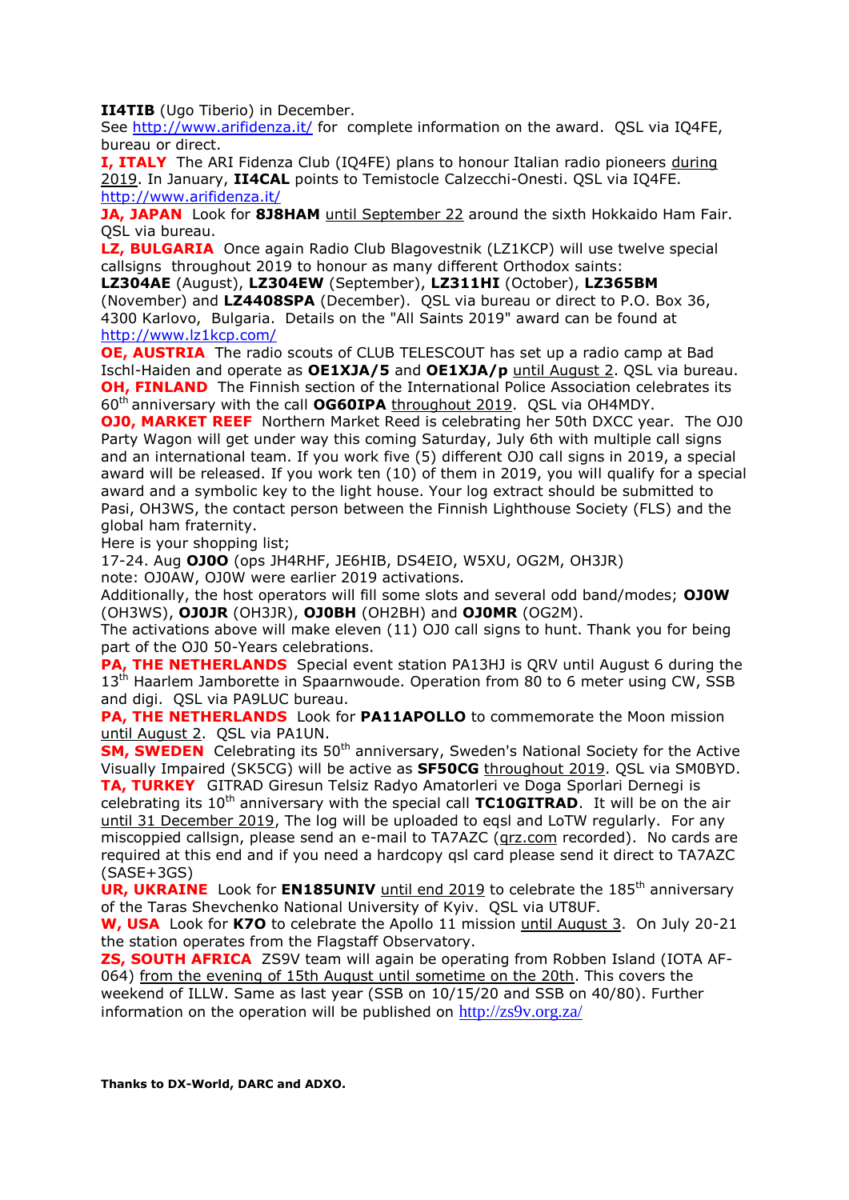**II4TIB** (Ugo Tiberio) in December.
See http://www.arifidenza.it/ for complete information on the award. QSL via IQ4FE, bureau or direct.

**I, ITALY** The ARI Fidenza Club (IQ4FE) plans to honour Italian radio pioneers during 2019. In January, **II4CAL** points to Temistocle Calzecchi-Onesti. QSL via IQ4FE. http://www.arifidenza.it/

**JA, JAPAN** Look for **8J8HAM** until September 22 around the sixth Hokkaido Ham Fair. QSL via bureau.

**LZ, BULGARIA** Once again Radio Club Blagovestnik (LZ1KCP) will use twelve special callsigns throughout 2019 to honour as many different Orthodox saints:
**LZ304AE** (August), **LZ304EW** (September), **LZ311HI** (October), **LZ365BM** (November) and **LZ4408SPA** (December). QSL via bureau or direct to P.O. Box 36, 4300 Karlovo, Bulgaria. Details on the "All Saints 2019" award can be found at http://www.lz1kcp.com/

**OE, AUSTRIA** The radio scouts of CLUB TELESCOUT has set up a radio camp at Bad Ischl-Haiden and operate as **OE1XJA/5** and **OE1XJA/p** until August 2. QSL via bureau.

**OH, FINLAND** The Finnish section of the International Police Association celebrates its 60th anniversary with the call **OG60IPA** throughout 2019. QSL via OH4MDY.

**OJ0, MARKET REEF** Northern Market Reed is celebrating her 50th DXCC year. The OJ0 Party Wagon will get under way this coming Saturday, July 6th with multiple call signs and an international team. If you work five (5) different OJ0 call signs in 2019, a special award will be released. If you work ten (10) of them in 2019, you will qualify for a special award and a symbolic key to the light house. Your log extract should be submitted to Pasi, OH3WS, the contact person between the Finnish Lighthouse Society (FLS) and the global ham fraternity.
Here is your shopping list;
17-24. Aug **OJ0O** (ops JH4RHF, JE6HIB, DS4EIO, W5XU, OG2M, OH3JR)
note: OJ0AW, OJ0W were earlier 2019 activations.
Additionally, the host operators will fill some slots and several odd band/modes; **OJ0W** (OH3WS), **OJ0JR** (OH3JR), **OJ0BH** (OH2BH) and **OJ0MR** (OG2M).
The activations above will make eleven (11) OJ0 call signs to hunt. Thank you for being part of the OJ0 50-Years celebrations.

**PA, THE NETHERLANDS** Special event station PA13HJ is QRV until August 6 during the 13th Haarlem Jamborette in Spaarnwoude. Operation from 80 to 6 meter using CW, SSB and digi. QSL via PA9LUC bureau.

**PA, THE NETHERLANDS** Look for **PA11APOLLO** to commemorate the Moon mission until August 2. QSL via PA1UN.

**SM, SWEDEN** Celebrating its 50th anniversary, Sweden's National Society for the Active Visually Impaired (SK5CG) will be active as **SF50CG** throughout 2019. QSL via SM0BYD.

**TA, TURKEY** GITRAD Giresun Telsiz Radyo Amatorleri ve Doga Sporlari Dernegi is celebrating its 10th anniversary with the special call **TC10GITRAD**. It will be on the air until 31 December 2019, The log will be uploaded to eqsl and LoTW regularly. For any miscoppied callsign, please send an e-mail to TA7AZC (qrz.com recorded). No cards are required at this end and if you need a hardcopy qsl card please send it direct to TA7AZC (SASE+3GS)

**UR, UKRAINE** Look for **EN185UNIV** until end 2019 to celebrate the 185th anniversary of the Taras Shevchenko National University of Kyiv. QSL via UT8UF.

**W, USA** Look for **K7O** to celebrate the Apollo 11 mission until August 3. On July 20-21 the station operates from the Flagstaff Observatory.

**ZS, SOUTH AFRICA** ZS9V team will again be operating from Robben Island (IOTA AF-064) from the evening of 15th August until sometime on the 20th. This covers the weekend of ILLW. Same as last year (SSB on 10/15/20 and SSB on 40/80). Further information on the operation will be published on http://zs9v.org.za/

**Thanks to DX-World, DARC and ADXO.**